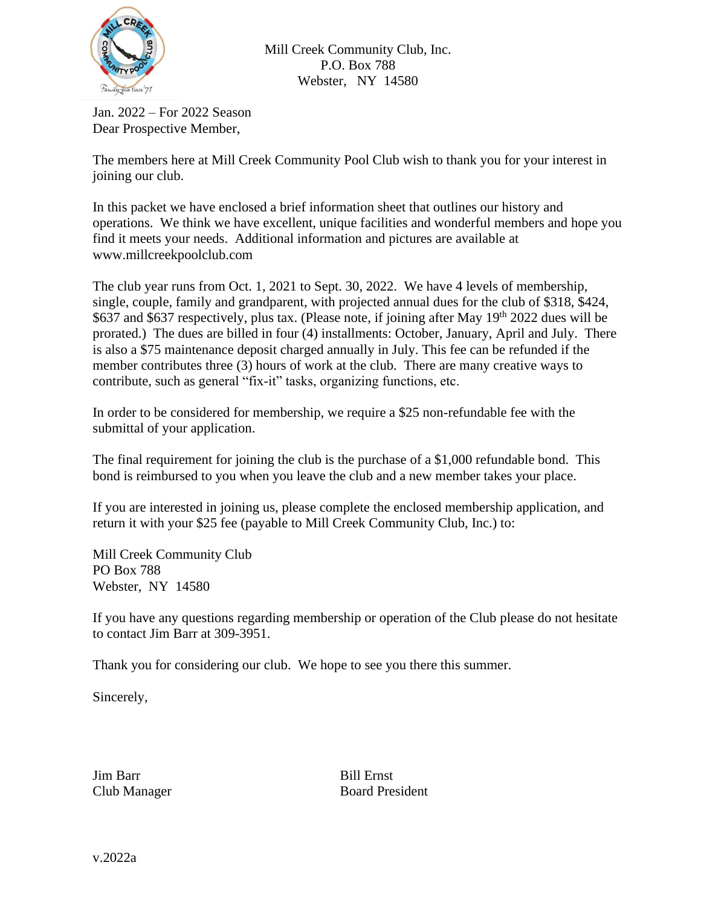Mill Creek Community Club, Inc.
P.O. Box 788
Webster, NY 14580

Jan. 2022 – For 2022 Season
Dear Prospective Member,

The members here at Mill Creek Community Pool Club wish to thank you for your interest in joining our club.

In this packet we have enclosed a brief information sheet that outlines our history and operations. We think we have excellent, unique facilities and wonderful members and hope you find it meets your needs. Additional information and pictures are available at www.millcreekpoolclub.com

The club year runs from Oct. 1, 2021 to Sept. 30, 2022. We have 4 levels of membership, single, couple, family and grandparent, with projected annual dues for the club of $318, $424, $637 and $637 respectively, plus tax. (Please note, if joining after May 19th 2022 dues will be prorated.) The dues are billed in four (4) installments: October, January, April and July. There is also a $75 maintenance deposit charged annually in July. This fee can be refunded if the member contributes three (3) hours of work at the club. There are many creative ways to contribute, such as general "fix-it" tasks, organizing functions, etc.

In order to be considered for membership, we require a $25 non-refundable fee with the submittal of your application.

The final requirement for joining the club is the purchase of a $1,000 refundable bond. This bond is reimbursed to you when you leave the club and a new member takes your place.

If you are interested in joining us, please complete the enclosed membership application, and return it with your $25 fee (payable to Mill Creek Community Club, Inc.) to:

Mill Creek Community Club
PO Box 788
Webster, NY 14580

If you have any questions regarding membership or operation of the Club please do not hesitate to contact Jim Barr at 309-3951.

Thank you for considering our club. We hope to see you there this summer.

Sincerely,

Jim Barr
Club Manager

Bill Ernst
Board President

v.2022a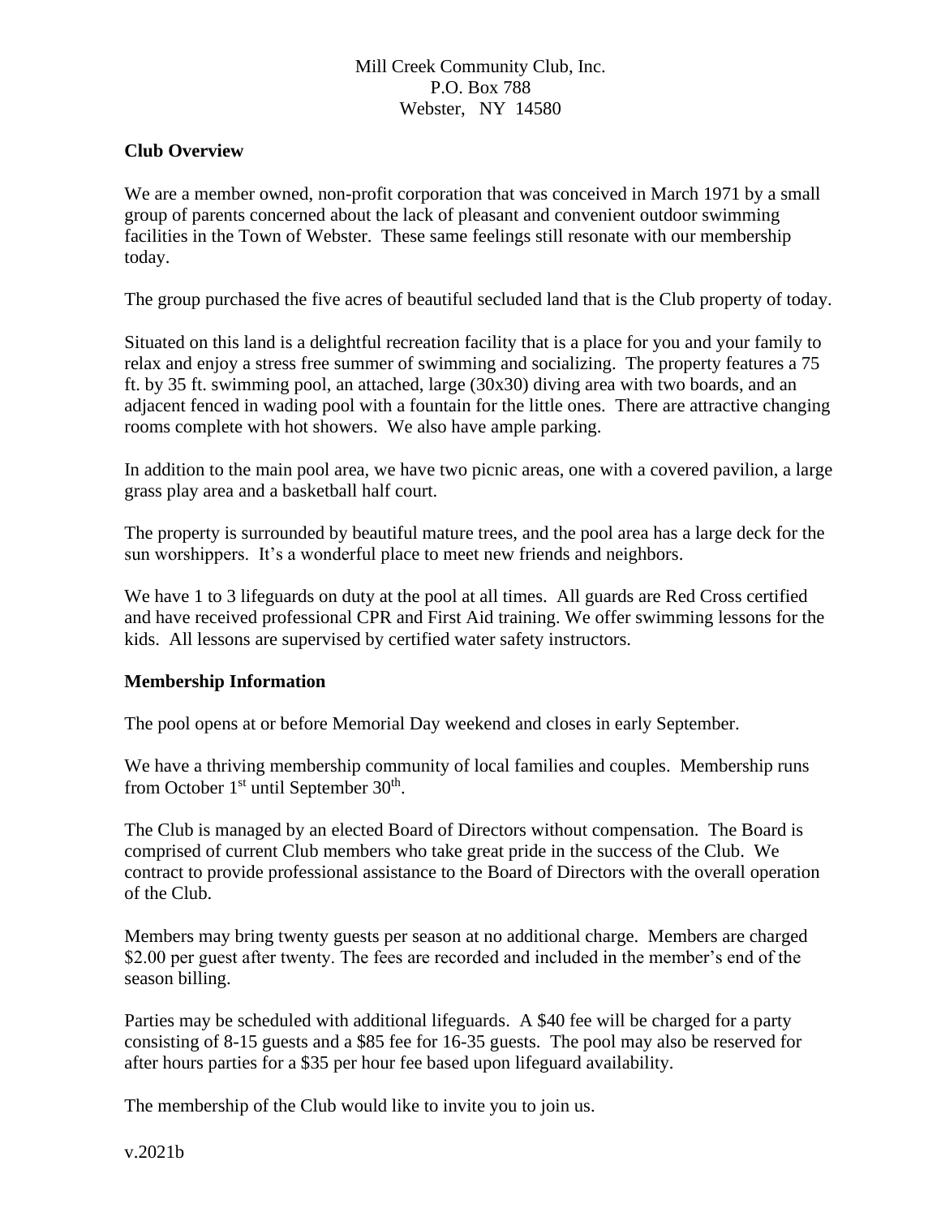Mill Creek Community Club, Inc.
P.O. Box 788
Webster, NY 14580

**Club Overview**

We are a member owned, non-profit corporation that was conceived in March 1971 by a small group of parents concerned about the lack of pleasant and convenient outdoor swimming facilities in the Town of Webster. These same feelings still resonate with our membership today.

The group purchased the five acres of beautiful secluded land that is the Club property of today.

Situated on this land is a delightful recreation facility that is a place for you and your family to relax and enjoy a stress free summer of swimming and socializing. The property features a 75 ft. by 35 ft. swimming pool, an attached, large (30x30) diving area with two boards, and an adjacent fenced in wading pool with a fountain for the little ones. There are attractive changing rooms complete with hot showers. We also have ample parking.

In addition to the main pool area, we have two picnic areas, one with a covered pavilion, a large grass play area and a basketball half court.

The property is surrounded by beautiful mature trees, and the pool area has a large deck for the sun worshippers. It's a wonderful place to meet new friends and neighbors.

We have 1 to 3 lifeguards on duty at the pool at all times. All guards are Red Cross certified and have received professional CPR and First Aid training. We offer swimming lessons for the kids. All lessons are supervised by certified water safety instructors.

**Membership Information**

The pool opens at or before Memorial Day weekend and closes in early September.

We have a thriving membership community of local families and couples. Membership runs from October 1st until September 30th.

The Club is managed by an elected Board of Directors without compensation. The Board is comprised of current Club members who take great pride in the success of the Club. We contract to provide professional assistance to the Board of Directors with the overall operation of the Club.

Members may bring twenty guests per season at no additional charge. Members are charged $2.00 per guest after twenty. The fees are recorded and included in the member's end of the season billing.

Parties may be scheduled with additional lifeguards. A $40 fee will be charged for a party consisting of 8-15 guests and a $85 fee for 16-35 guests. The pool may also be reserved for after hours parties for a $35 per hour fee based upon lifeguard availability.

The membership of the Club would like to invite you to join us.

v.2021b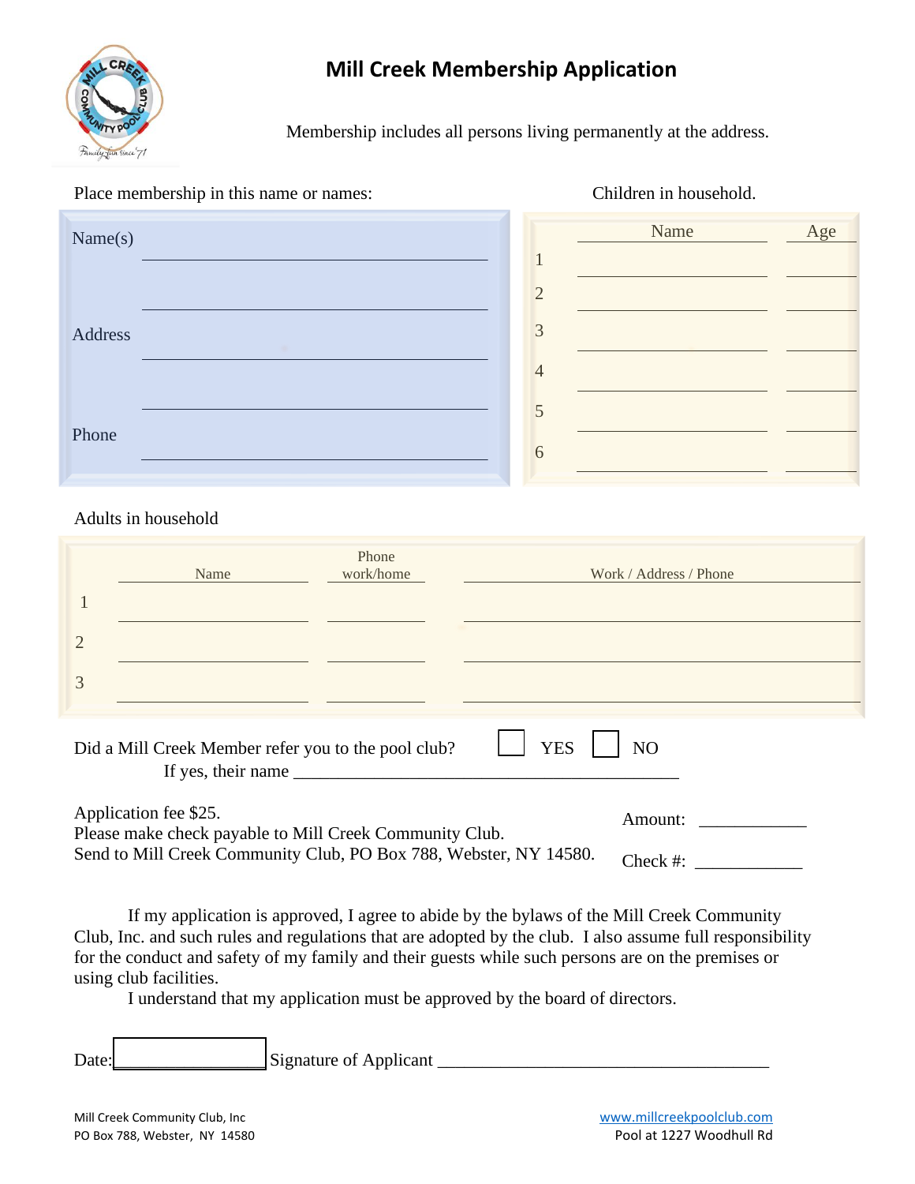# Mill Creek Membership Application

Membership includes all persons living permanently at the address.

Place membership in this name or names:

Name(s) ______________________________

______________________________

Address ______________________________

______________________________

Phone ______________________________

Children in household.

| | Name | Age |
|---|---|---|
| 1 | | |
| 2 | | |
| 3 | | |
| 4 | | |
| 5 | | |
| 6 | | |

Adults in household

| | Name | Phone work/home | Work / Address / Phone |
|---|---|---|---|
| 1 | | | |
| 2 | | | |
| 3 | | | |

Did a Mill Creek Member refer you to the pool club? ☐ YES ☐ NO

If yes, their name ____________________________________________

Application fee $25.
Please make check payable to Mill Creek Community Club.
Send to Mill Creek Community Club, PO Box 788, Webster, NY 14580.

Amount: ____________

Check #: ____________

If my application is approved, I agree to abide by the bylaws of the Mill Creek Community Club, Inc. and such rules and regulations that are adopted by the club. I also assume full responsibility for the conduct and safety of my family and their guests while such persons are on the premises or using club facilities.

I understand that my application must be approved by the board of directors.

Date: ______________ Signature of Applicant ____________________________________

Mill Creek Community Club, Inc
PO Box 788, Webster, NY 14580

www.millcreekpoolclub.com
Pool at 1227 Woodhull Rd